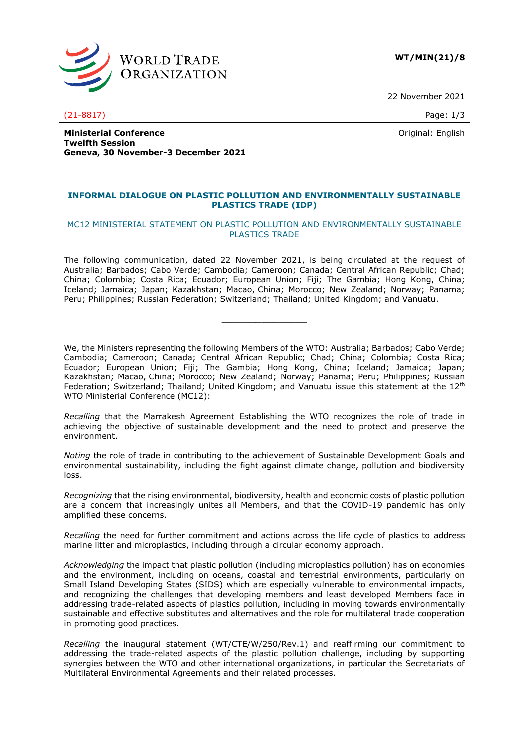WORLD TRADE ORGANIZATION

**WT/MIN(21)/8**

22 November 2021

(21-8817)

Original: English

**Ministerial Conference**
**Twelfth Session**
**Geneva, 30 November-3 December 2021**

## INFORMAL DIALOGUE ON PLASTIC POLLUTION AND ENVIRONMENTALLY SUSTAINABLE PLASTICS TRADE (IDP)

### MC12 MINISTERIAL STATEMENT ON PLASTIC POLLUTION AND ENVIRONMENTALLY SUSTAINABLE PLASTICS TRADE

The following communication, dated 22 November 2021, is being circulated at the request of Australia; Barbados; Cabo Verde; Cambodia; Cameroon; Canada; Central African Republic; Chad; China; Colombia; Costa Rica; Ecuador; European Union; Fiji; The Gambia; Hong Kong, China; Iceland; Jamaica; Japan; Kazakhstan; Macao, China; Morocco; New Zealand; Norway; Panama; Peru; Philippines; Russian Federation; Switzerland; Thailand; United Kingdom; and Vanuatu.

_______________

We, the Ministers representing the following Members of the WTO: Australia; Barbados; Cabo Verde; Cambodia; Cameroon; Canada; Central African Republic; Chad; China; Colombia; Costa Rica; Ecuador; European Union; Fiji; The Gambia; Hong Kong, China; Iceland; Jamaica; Japan; Kazakhstan; Macao, China; Morocco; New Zealand; Norway; Panama; Peru; Philippines; Russian Federation; Switzerland; Thailand; United Kingdom; and Vanuatu issue this statement at the 12th WTO Ministerial Conference (MC12):

*Recalling* that the Marrakesh Agreement Establishing the WTO recognizes the role of trade in achieving the objective of sustainable development and the need to protect and preserve the environment.

*Noting* the role of trade in contributing to the achievement of Sustainable Development Goals and environmental sustainability, including the fight against climate change, pollution and biodiversity loss.

*Recognizing* that the rising environmental, biodiversity, health and economic costs of plastic pollution are a concern that increasingly unites all Members, and that the COVID-19 pandemic has only amplified these concerns.

*Recalling* the need for further commitment and actions across the life cycle of plastics to address marine litter and microplastics, including through a circular economy approach.

*Acknowledging* the impact that plastic pollution (including microplastics pollution) has on economies and the environment, including on oceans, coastal and terrestrial environments, particularly on Small Island Developing States (SIDS) which are especially vulnerable to environmental impacts, and recognizing the challenges that developing members and least developed Members face in addressing trade-related aspects of plastics pollution, including in moving towards environmentally sustainable and effective substitutes and alternatives and the role for multilateral trade cooperation in promoting good practices.

*Recalling* the inaugural statement (WT/CTE/W/250/Rev.1) and reaffirming our commitment to addressing the trade-related aspects of the plastic pollution challenge, including by supporting synergies between the WTO and other international organizations, in particular the Secretariats of Multilateral Environmental Agreements and their related processes.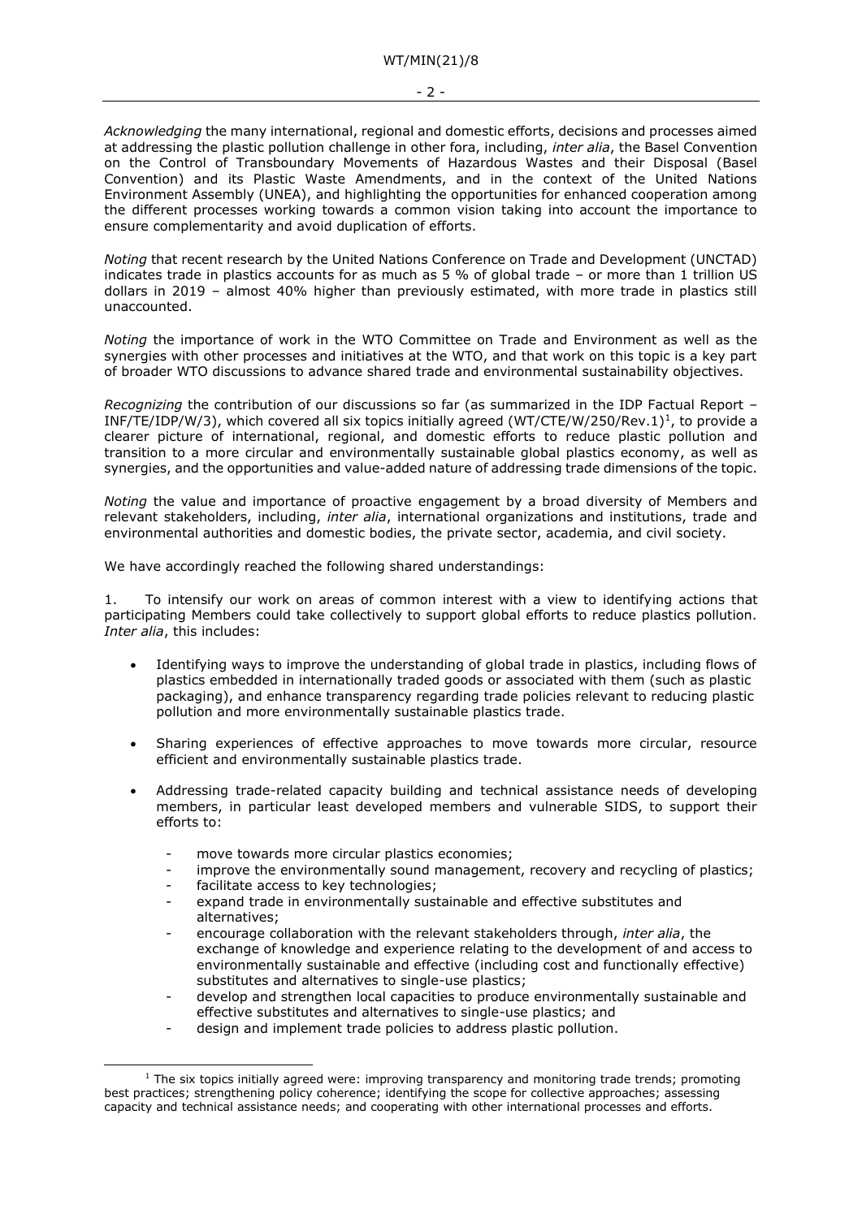*Acknowledging* the many international, regional and domestic efforts, decisions and processes aimed at addressing the plastic pollution challenge in other fora, including, *inter alia*, the Basel Convention on the Control of Transboundary Movements of Hazardous Wastes and their Disposal (Basel Convention) and its Plastic Waste Amendments, and in the context of the United Nations Environment Assembly (UNEA), and highlighting the opportunities for enhanced cooperation among the different processes working towards a common vision taking into account the importance to ensure complementarity and avoid duplication of efforts.

*Noting* that recent research by the United Nations Conference on Trade and Development (UNCTAD) indicates trade in plastics accounts for as much as 5 % of global trade – or more than 1 trillion US dollars in 2019 – almost 40% higher than previously estimated, with more trade in plastics still unaccounted.

*Noting* the importance of work in the WTO Committee on Trade and Environment as well as the synergies with other processes and initiatives at the WTO, and that work on this topic is a key part of broader WTO discussions to advance shared trade and environmental sustainability objectives.

*Recognizing* the contribution of our discussions so far (as summarized in the IDP Factual Report – INF/TE/IDP/W/3), which covered all six topics initially agreed (WT/CTE/W/250/Rev.1)[1], to provide a clearer picture of international, regional, and domestic efforts to reduce plastic pollution and transition to a more circular and environmentally sustainable global plastics economy, as well as synergies, and the opportunities and value-added nature of addressing trade dimensions of the topic.

*Noting* the value and importance of proactive engagement by a broad diversity of Members and relevant stakeholders, including, *inter alia*, international organizations and institutions, trade and environmental authorities and domestic bodies, the private sector, academia, and civil society.

We have accordingly reached the following shared understandings:

1. To intensify our work on areas of common interest with a view to identifying actions that participating Members could take collectively to support global efforts to reduce plastics pollution. *Inter alia*, this includes:

- Identifying ways to improve the understanding of global trade in plastics, including flows of plastics embedded in internationally traded goods or associated with them (such as plastic packaging), and enhance transparency regarding trade policies relevant to reducing plastic pollution and more environmentally sustainable plastics trade.

- Sharing experiences of effective approaches to move towards more circular, resource efficient and environmentally sustainable plastics trade.

- Addressing trade-related capacity building and technical assistance needs of developing members, in particular least developed members and vulnerable SIDS, to support their efforts to:

  - move towards more circular plastics economies;
  - improve the environmentally sound management, recovery and recycling of plastics;
  - facilitate access to key technologies;
  - expand trade in environmentally sustainable and effective substitutes and alternatives;
  - encourage collaboration with the relevant stakeholders through, *inter alia*, the exchange of knowledge and experience relating to the development of and access to environmentally sustainable and effective (including cost and functionally effective) substitutes and alternatives to single-use plastics;
  - develop and strengthen local capacities to produce environmentally sustainable and effective substitutes and alternatives to single-use plastics; and
  - design and implement trade policies to address plastic pollution.

[1] The six topics initially agreed were: improving transparency and monitoring trade trends; promoting best practices; strengthening policy coherence; identifying the scope for collective approaches; assessing capacity and technical assistance needs; and cooperating with other international processes and efforts.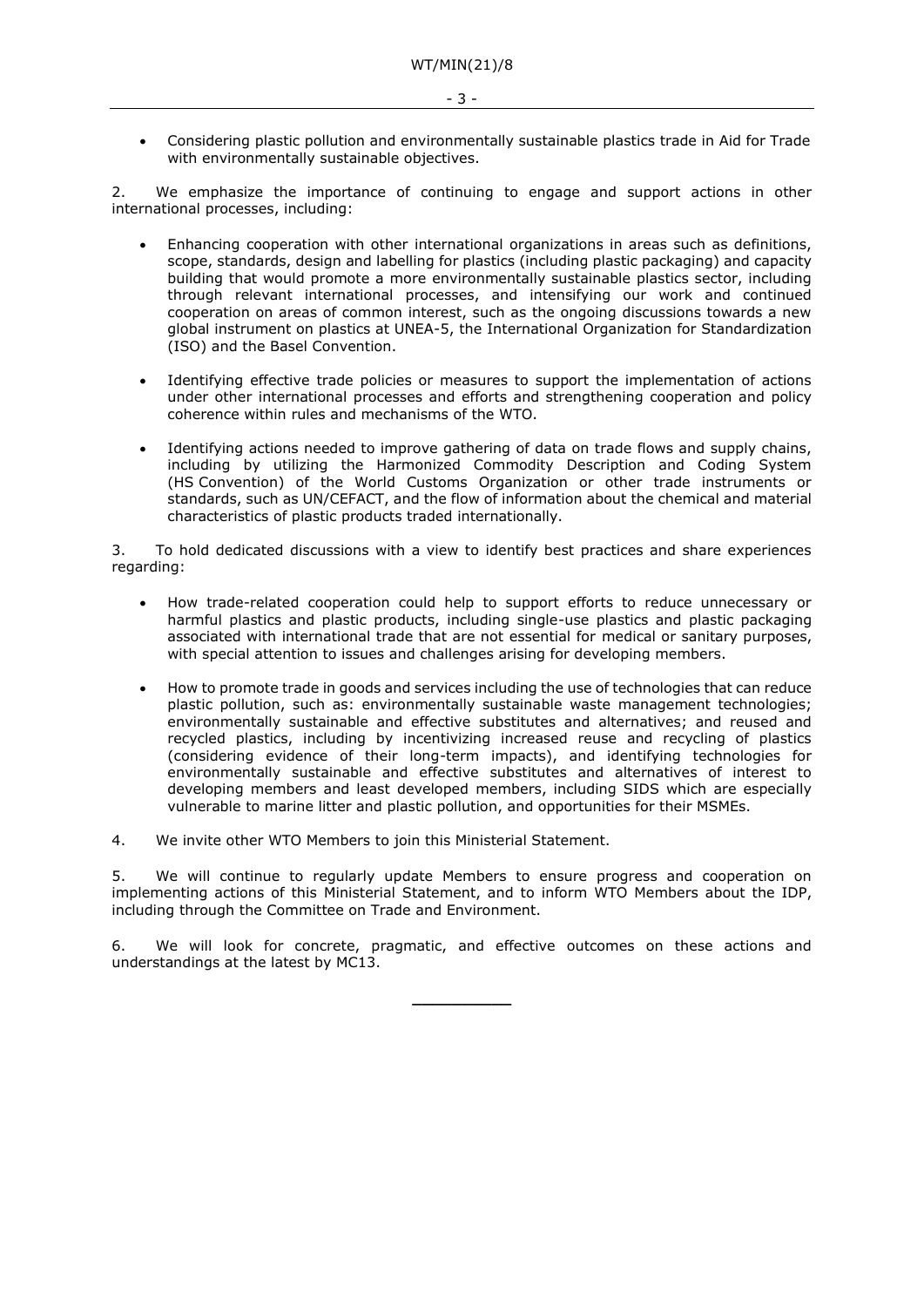- Considering plastic pollution and environmentally sustainable plastics trade in Aid for Trade with environmentally sustainable objectives.

2. We emphasize the importance of continuing to engage and support actions in other international processes, including:

- Enhancing cooperation with other international organizations in areas such as definitions, scope, standards, design and labelling for plastics (including plastic packaging) and capacity building that would promote a more environmentally sustainable plastics sector, including through relevant international processes, and intensifying our work and continued cooperation on areas of common interest, such as the ongoing discussions towards a new global instrument on plastics at UNEA-5, the International Organization for Standardization (ISO) and the Basel Convention.

- Identifying effective trade policies or measures to support the implementation of actions under other international processes and efforts and strengthening cooperation and policy coherence within rules and mechanisms of the WTO.

- Identifying actions needed to improve gathering of data on trade flows and supply chains, including by utilizing the Harmonized Commodity Description and Coding System (HS Convention) of the World Customs Organization or other trade instruments or standards, such as UN/CEFACT, and the flow of information about the chemical and material characteristics of plastic products traded internationally.

3. To hold dedicated discussions with a view to identify best practices and share experiences regarding:

- How trade-related cooperation could help to support efforts to reduce unnecessary or harmful plastics and plastic products, including single-use plastics and plastic packaging associated with international trade that are not essential for medical or sanitary purposes, with special attention to issues and challenges arising for developing members.

- How to promote trade in goods and services including the use of technologies that can reduce plastic pollution, such as: environmentally sustainable waste management technologies; environmentally sustainable and effective substitutes and alternatives; and reused and recycled plastics, including by incentivizing increased reuse and recycling of plastics (considering evidence of their long-term impacts), and identifying technologies for environmentally sustainable and effective substitutes and alternatives of interest to developing members and least developed members, including SIDS which are especially vulnerable to marine litter and plastic pollution, and opportunities for their MSMEs.

4. We invite other WTO Members to join this Ministerial Statement.

5. We will continue to regularly update Members to ensure progress and cooperation on implementing actions of this Ministerial Statement, and to inform WTO Members about the IDP, including through the Committee on Trade and Environment.

6. We will look for concrete, pragmatic, and effective outcomes on these actions and understandings at the latest by MC13.

__________